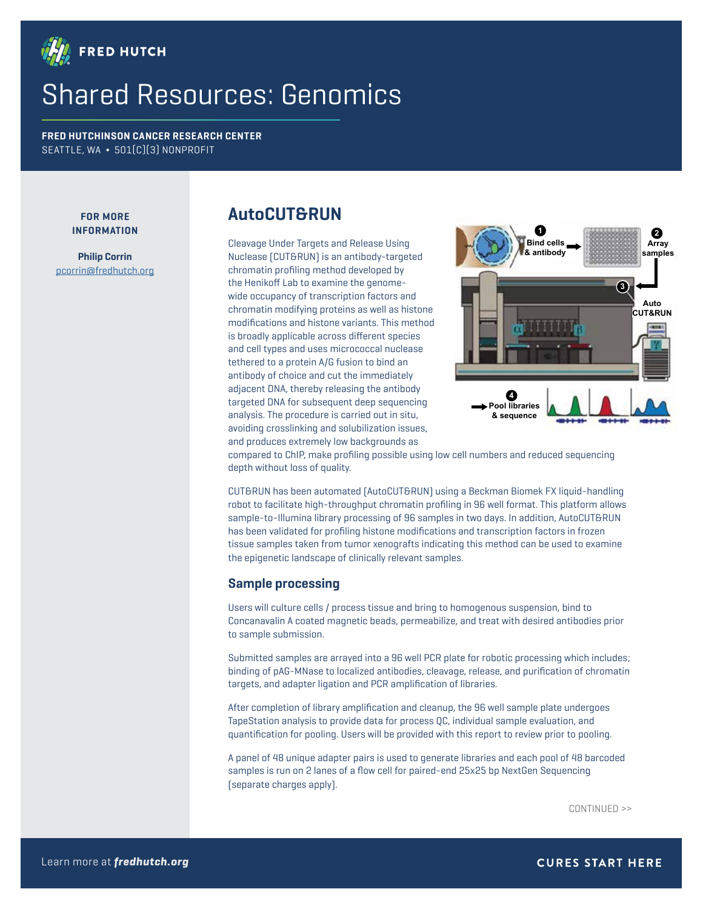# Shared Resources: Genomics

**FRED HUTCHINSON CANCER RESEARCH CENTER**
SEATTLE, WA • 501(C)(3) NONPROFIT

**FOR MORE INFORMATION**

**Philip Corrin**
pcorrin@fredhutch.org

## AutoCUT&RUN

Cleavage Under Targets and Release Using Nuclease (CUT&RUN) is an antibody-targeted chromatin profiling method developed by the Henikoff Lab to examine the genome-wide occupancy of transcription factors and chromatin modifying proteins as well as histone modifications and histone variants. This method is broadly applicable across different species and cell types and uses micrococcal nuclease tethered to a protein A/G fusion to bind an antibody of choice and cut the immediately adjacent DNA, thereby releasing the antibody targeted DNA for subsequent deep sequencing analysis. The procedure is carried out in situ, avoiding crosslinking and solubilization issues, and produces extremely low backgrounds as compared to ChIP, make profiling possible using low cell numbers and reduced sequencing depth without loss of quality.

CUT&RUN has been automated (AutoCUT&RUN) using a Beckman Biomek FX liquid-handling robot to facilitate high-throughput chromatin profiling in 96 well format. This platform allows sample-to-Illumina library processing of 96 samples in two days. In addition, AutoCUT&RUN has been validated for profiling histone modifications and transcription factors in frozen tissue samples taken from tumor xenografts indicating this method can be used to examine the epigenetic landscape of clinically relevant samples.

### Sample processing

Users will culture cells / process tissue and bring to homogenous suspension, bind to Concanavalin A coated magnetic beads, permeabilize, and treat with desired antibodies prior to sample submission.

Submitted samples are arrayed into a 96 well PCR plate for robotic processing which includes; binding of pAG-MNase to localized antibodies, cleavage, release, and purification of chromatin targets, and adapter ligation and PCR amplification of libraries.

After completion of library amplification and cleanup, the 96 well sample plate undergoes TapeStation analysis to provide data for process QC, individual sample evaluation, and quantification for pooling. Users will be provided with this report to review prior to pooling.

A panel of 48 unique adapter pairs is used to generate libraries and each pool of 48 barcoded samples is run on 2 lanes of a flow cell for paired-end 25x25 bp NextGen Sequencing (separate charges apply).

CONTINUED >>

Learn more at ***fredhutch.org***

**CURES START HERE**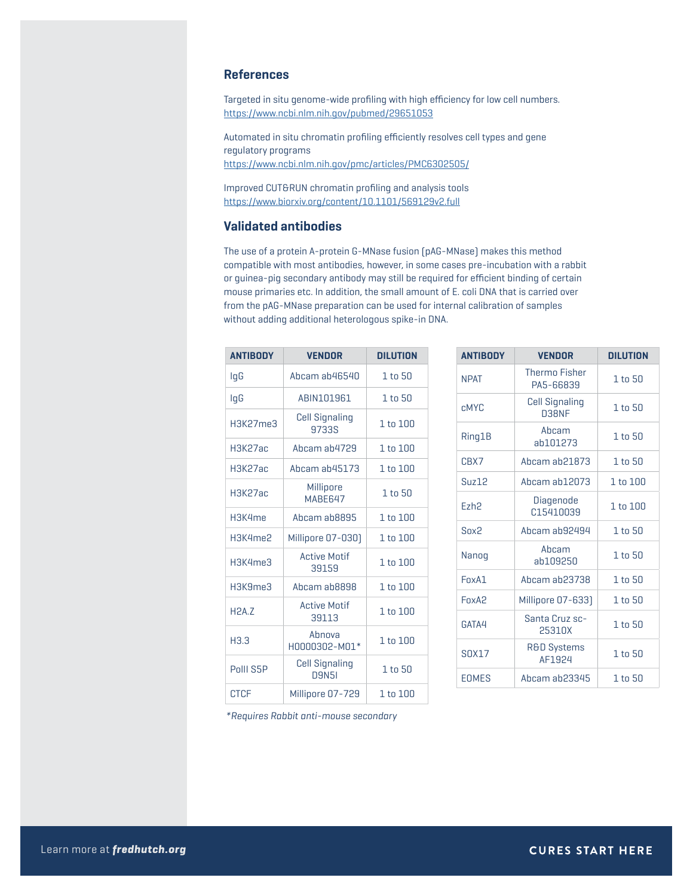## References

Targeted in situ genome-wide profiling with high efficiency for low cell numbers.
https://www.ncbi.nlm.nih.gov/pubmed/29651053

Automated in situ chromatin profiling efficiently resolves cell types and gene regulatory programs
https://www.ncbi.nlm.nih.gov/pmc/articles/PMC6302505/

Improved CUT&RUN chromatin profiling and analysis tools
https://www.biorxiv.org/content/10.1101/569129v2.full

## Validated antibodies

The use of a protein A-protein G-MNase fusion (pAG-MNase) makes this method compatible with most antibodies, however, in some cases pre-incubation with a rabbit or guinea-pig secondary antibody may still be required for efficient binding of certain mouse primaries etc. In addition, the small amount of E. coli DNA that is carried over from the pAG-MNase preparation can be used for internal calibration of samples without adding additional heterologous spike-in DNA.

| ANTIBODY | VENDOR | DILUTION |
|---|---|---|
| IgG | Abcam ab46540 | 1 to 50 |
| IgG | ABIN101961 | 1 to 50 |
| H3K27me3 | Cell Signaling 9733S | 1 to 100 |
| H3K27ac | Abcam ab4729 | 1 to 100 |
| H3K27ac | Abcam ab45173 | 1 to 100 |
| H3K27ac | Millipore MABE647 | 1 to 50 |
| H3K4me | Abcam ab8895 | 1 to 100 |
| H3K4me2 | Millipore 07-030] | 1 to 100 |
| H3K4me3 | Active Motif 39159 | 1 to 100 |
| H3K9me3 | Abcam ab8898 | 1 to 100 |
| H2A.Z | Active Motif 39113 | 1 to 100 |
| H3.3 | Abnova H0000302-M01* | 1 to 100 |
| PolII S5P | Cell Signaling D9N5I | 1 to 50 |
| CTCF | Millipore 07-729 | 1 to 100 |

*Requires Rabbit anti-mouse secondary*

| ANTIBODY | VENDOR | DILUTION |
|---|---|---|
| NPAT | Thermo Fisher PA5-66839 | 1 to 50 |
| cMYC | Cell Signaling D38NF | 1 to 50 |
| Ring1B | Abcam ab101273 | 1 to 50 |
| CBX7 | Abcam ab21873 | 1 to 50 |
| Suz12 | Abcam ab12073 | 1 to 100 |
| Ezh2 | Diagenode C15410039 | 1 to 100 |
| Sox2 | Abcam ab92494 | 1 to 50 |
| Nanog | Abcam ab109250 | 1 to 50 |
| FoxA1 | Abcam ab23738 | 1 to 50 |
| FoxA2 | Millipore 07-633] | 1 to 50 |
| GATA4 | Santa Cruz sc-25310X | 1 to 50 |
| SOX17 | R&D Systems AF1924 | 1 to 50 |
| EOMES | Abcam ab23345 | 1 to 50 |

Learn more at ***fredhutch.org***

**CURES START HERE**